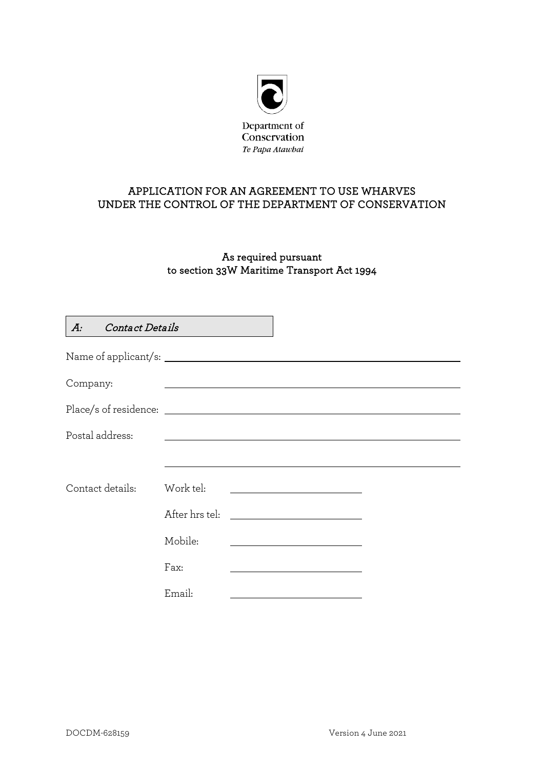Department of Conservation
*Te Papa Atawhai*

# APPLICATION FOR AN AGREEMENT TO USE WHARVES UNDER THE CONTROL OF THE DEPARTMENT OF CONSERVATION

### As required pursuant to section 33W Maritime Transport Act 1994

## *A: Contact Details*

Name of applicant/s: ______________________________

Company: ______________________________

Place/s of residence: ______________________________

Postal address: ______________________________

______________________________

Contact details:

Work tel: ______________________________

After hrs tel: ______________________________

Mobile: ______________________________

Fax: ______________________________

Email: ______________________________

DOCDM-628159 Version 4 June 2021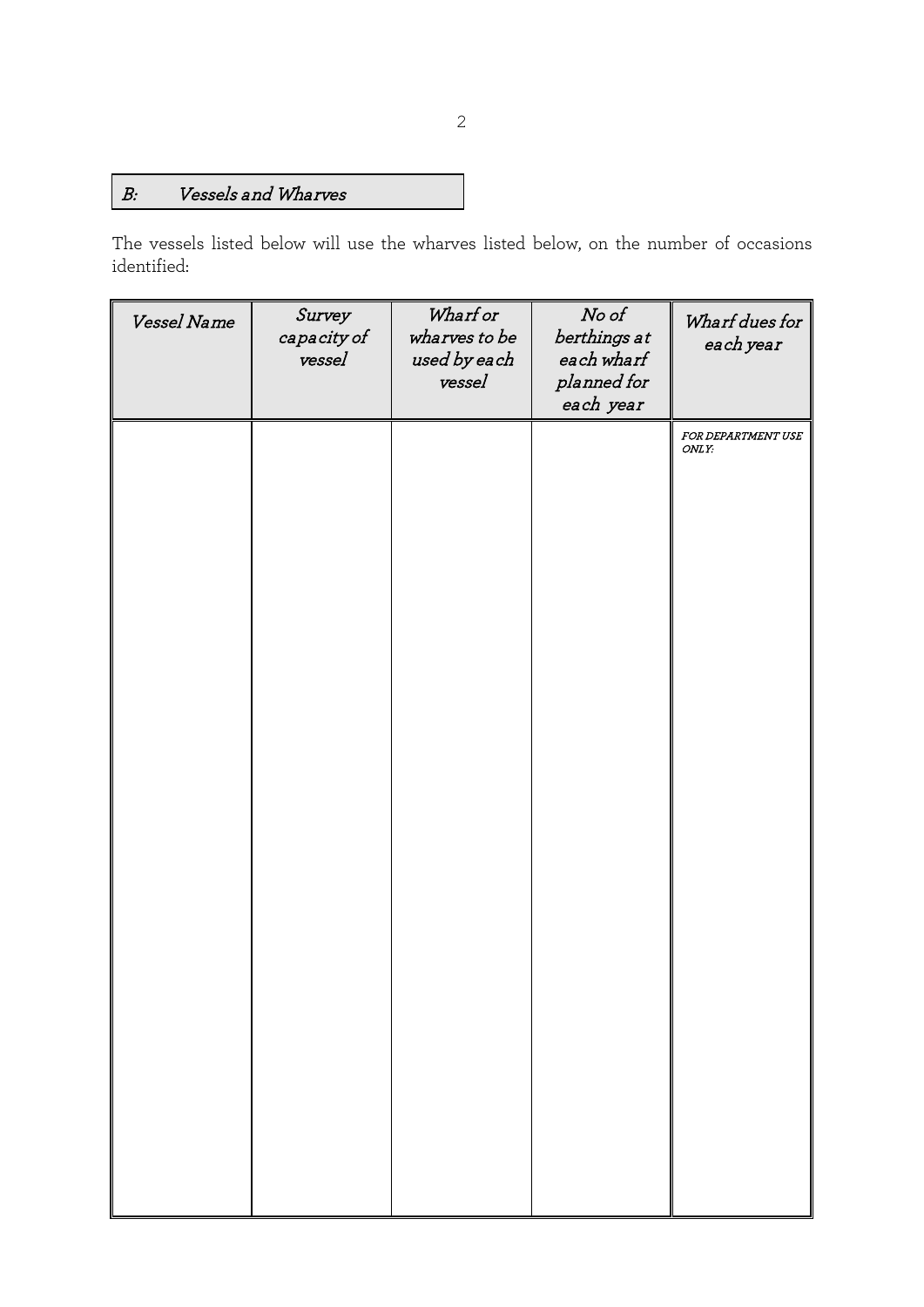## *B: Vessels and Wharves*

The vessels listed below will use the wharves listed below, on the number of occasions identified:

| *Vessel Name* | *Survey capacity of vessel* | *Wharf or wharves to be used by each vessel* | *No of berthings at each wharf planned for each year* | *Wharf dues for each year* |
|---|---|---|---|---|
| | | | | ***FOR DEPARTMENT USE ONLY:*** |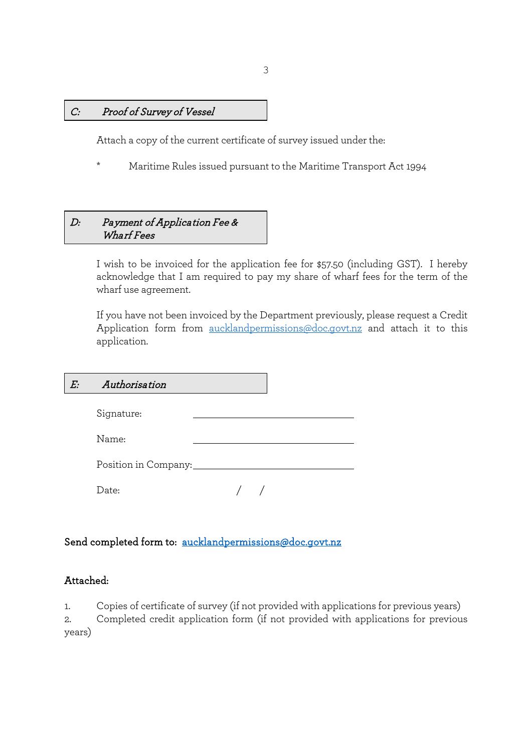## *C: Proof of Survey of Vessel*

Attach a copy of the current certificate of survey issued under the:

* Maritime Rules issued pursuant to the Maritime Transport Act 1994

## *D: Payment of Application Fee & Wharf Fees*

I wish to be invoiced for the application fee for $57.50 (including GST). I hereby acknowledge that I am required to pay my share of wharf fees for the term of the wharf use agreement.

If you have not been invoiced by the Department previously, please request a Credit Application form from aucklandpermissions@doc.govt.nz and attach it to this application.

## *E: Authorisation*

Signature: ______________________________

Name: ______________________________

Position in Company: ______________________________

Date: / /

**Send completed form to: aucklandpermissions@doc.govt.nz**

**Attached:**

1. Copies of certificate of survey (if not provided with applications for previous years)
2. Completed credit application form (if not provided with applications for previous years)